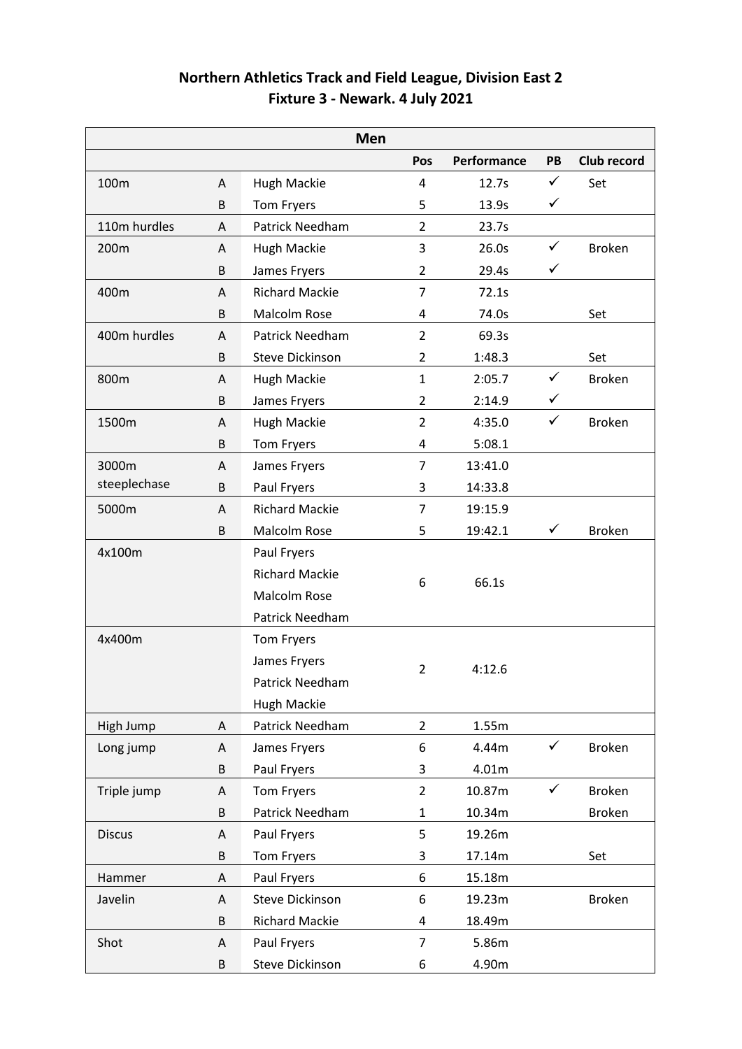**Northern Athletics Track and Field League, Division East 2**
**Fixture 3 - Newark. 4 July 2021**

| Men | | | | | | |
|---|---|---|---|---|---|---|
| | | | Pos | Performance | PB | Club record |
| 100m | A | Hugh Mackie | 4 | 12.7s | ✓ | Set |
| | B | Tom Fryers | 5 | 13.9s | ✓ | |
| 110m hurdles | A | Patrick Needham | 2 | 23.7s | | |
| 200m | A | Hugh Mackie | 3 | 26.0s | ✓ | Broken |
| | B | James Fryers | 2 | 29.4s | ✓ | |
| 400m | A | Richard Mackie | 7 | 72.1s | | |
| | B | Malcolm Rose | 4 | 74.0s | | Set |
| 400m hurdles | A | Patrick Needham | 2 | 69.3s | | |
| | B | Steve Dickinson | 2 | 1:48.3 | | Set |
| 800m | A | Hugh Mackie | 1 | 2:05.7 | ✓ | Broken |
| | B | James Fryers | 2 | 2:14.9 | ✓ | |
| 1500m | A | Hugh Mackie | 2 | 4:35.0 | ✓ | Broken |
| | B | Tom Fryers | 4 | 5:08.1 | | |
| 3000m steeplechase | A | James Fryers | 7 | 13:41.0 | | |
| | B | Paul Fryers | 3 | 14:33.8 | | |
| 5000m | A | Richard Mackie | 7 | 19:15.9 | | |
| | B | Malcolm Rose | 5 | 19:42.1 | ✓ | Broken |
| 4x100m | | Paul Fryers, Richard Mackie, Malcolm Rose, Patrick Needham | 6 | 66.1s | | |
| 4x400m | | Tom Fryers, James Fryers, Patrick Needham, Hugh Mackie | 2 | 4:12.6 | | |
| High Jump | A | Patrick Needham | 2 | 1.55m | | |
| Long jump | A | James Fryers | 6 | 4.44m | ✓ | Broken |
| | B | Paul Fryers | 3 | 4.01m | | |
| Triple jump | A | Tom Fryers | 2 | 10.87m | ✓ | Broken |
| | B | Patrick Needham | 1 | 10.34m | | Broken |
| Discus | A | Paul Fryers | 5 | 19.26m | | |
| | B | Tom Fryers | 3 | 17.14m | | Set |
| Hammer | A | Paul Fryers | 6 | 15.18m | | |
| Javelin | A | Steve Dickinson | 6 | 19.23m | | Broken |
| | B | Richard Mackie | 4 | 18.49m | | |
| Shot | A | Paul Fryers | 7 | 5.86m | | |
| | B | Steve Dickinson | 6 | 4.90m | | |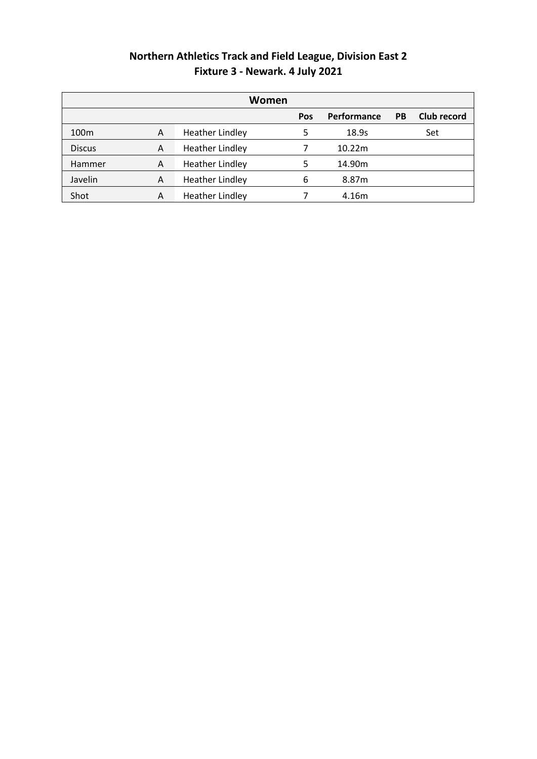# Northern Athletics Track and Field League, Division East 2
## Fixture 3 - Newark. 4 July 2021

| Women | | | | | | |
|---|---|---|---|---|---|---|
| | | | Pos | Performance | PB | Club record |
| 100m | A | Heather Lindley | 5 | 18.9s | | Set |
| Discus | A | Heather Lindley | 7 | 10.22m | | |
| Hammer | A | Heather Lindley | 5 | 14.90m | | |
| Javelin | A | Heather Lindley | 6 | 8.87m | | |
| Shot | A | Heather Lindley | 7 | 4.16m | | |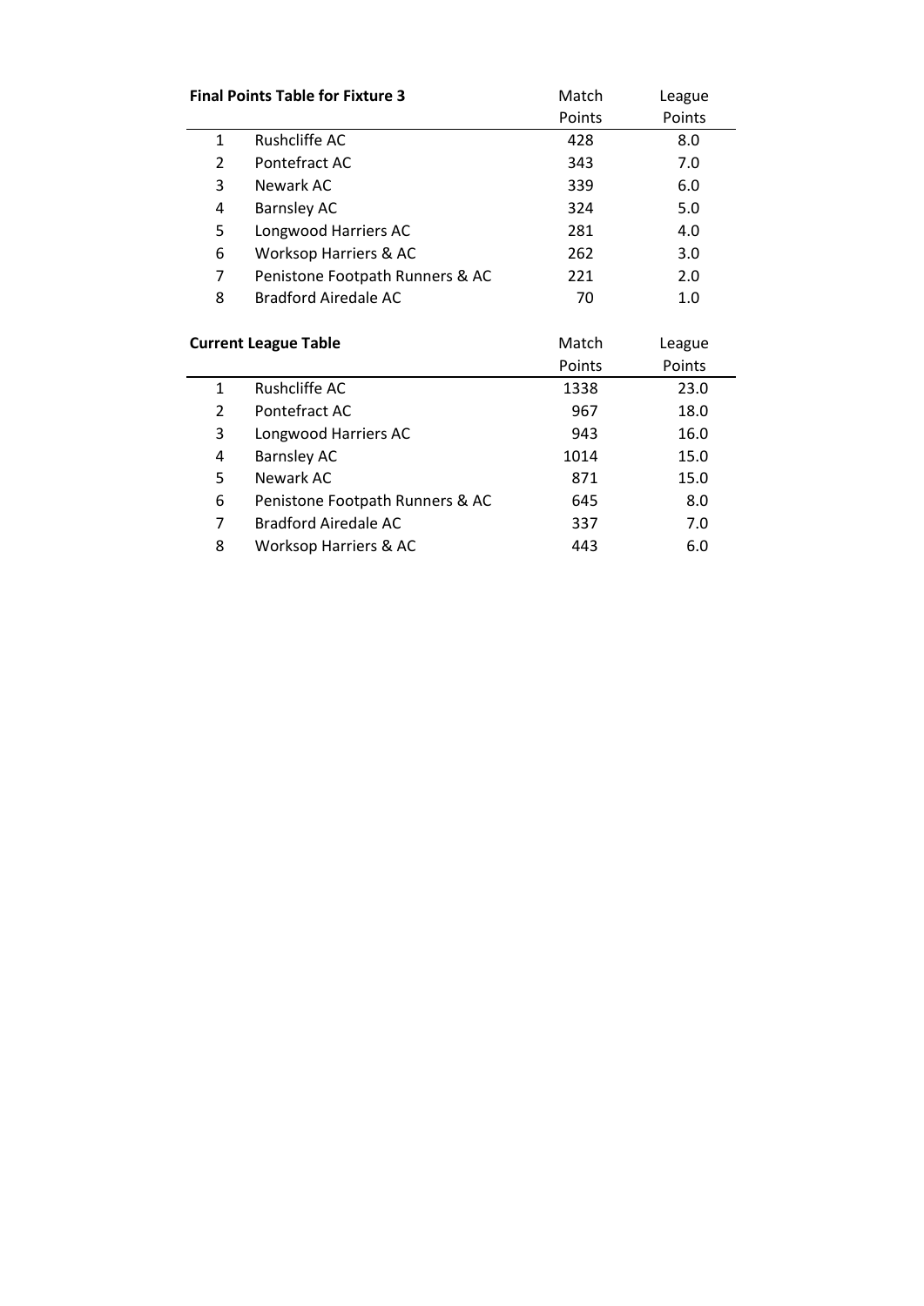**Final Points Table for Fixture 3**

| | | Match Points | League Points |
|---|---|---|---|
| 1 | Rushcliffe AC | 428 | 8.0 |
| 2 | Pontefract AC | 343 | 7.0 |
| 3 | Newark AC | 339 | 6.0 |
| 4 | Barnsley AC | 324 | 5.0 |
| 5 | Longwood Harriers AC | 281 | 4.0 |
| 6 | Worksop Harriers & AC | 262 | 3.0 |
| 7 | Penistone Footpath Runners & AC | 221 | 2.0 |
| 8 | Bradford Airedale AC | 70 | 1.0 |

**Current League Table**

| | | Match Points | League Points |
|---|---|---|---|
| 1 | Rushcliffe AC | 1338 | 23.0 |
| 2 | Pontefract AC | 967 | 18.0 |
| 3 | Longwood Harriers AC | 943 | 16.0 |
| 4 | Barnsley AC | 1014 | 15.0 |
| 5 | Newark AC | 871 | 15.0 |
| 6 | Penistone Footpath Runners & AC | 645 | 8.0 |
| 7 | Bradford Airedale AC | 337 | 7.0 |
| 8 | Worksop Harriers & AC | 443 | 6.0 |